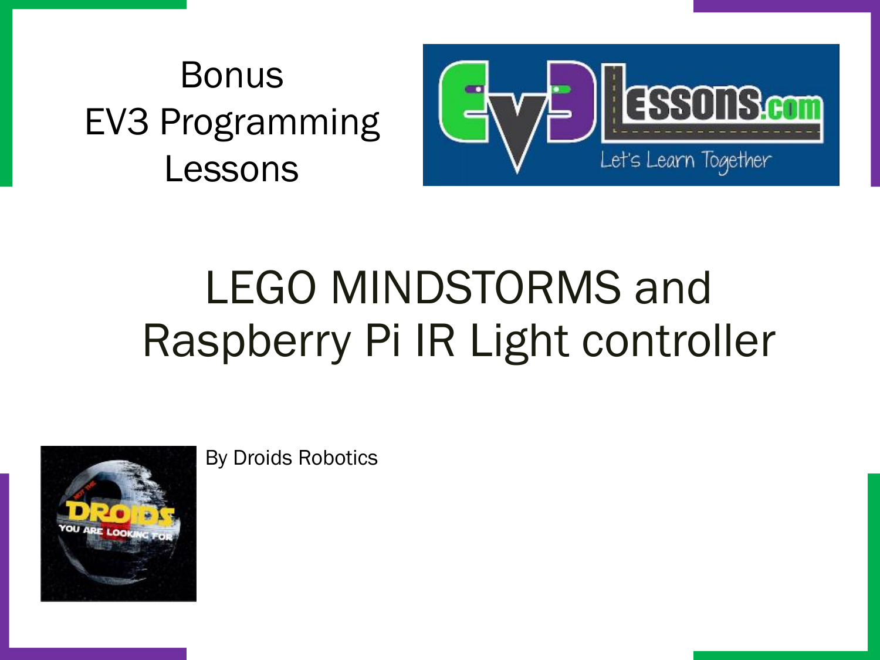Bonus
EV3 Programming
Lessons

# LEGO MINDSTORMS and Raspberry Pi IR Light controller

By Droids Robotics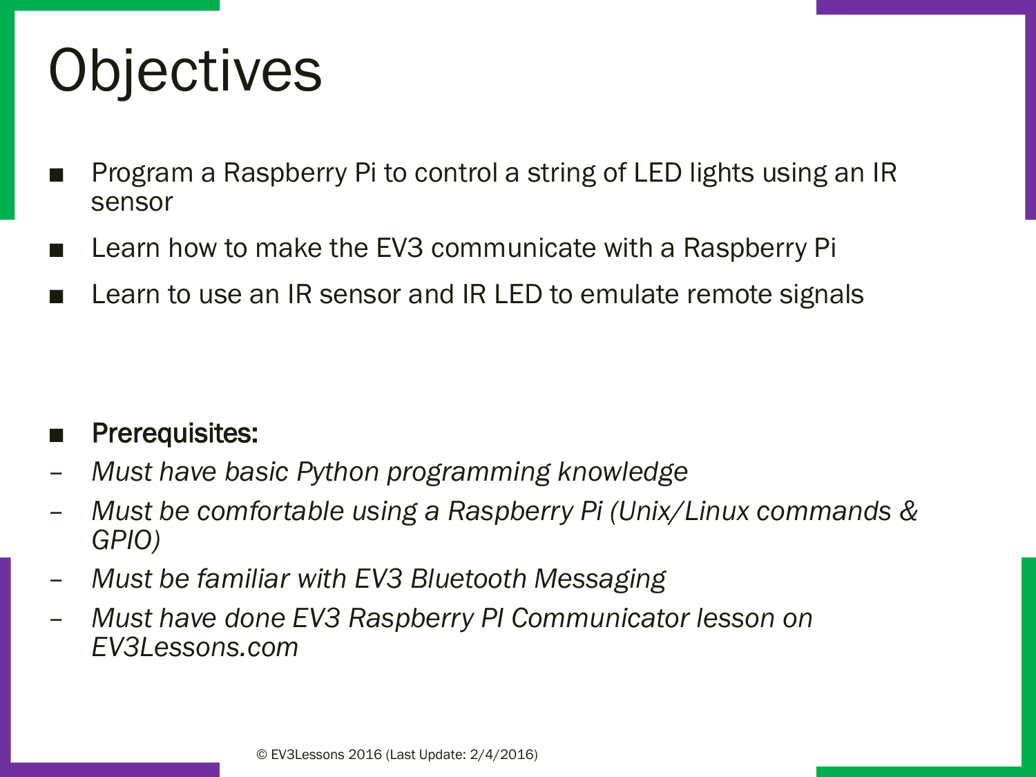# Objectives

- Program a Raspberry Pi to control a string of LED lights using an IR sensor
- Learn how to make the EV3 communicate with a Raspberry Pi
- Learn to use an IR sensor and IR LED to emulate remote signals

- **Prerequisites:**
  - *Must have basic Python programming knowledge*
  - *Must be comfortable using a Raspberry Pi (Unix/Linux commands & GPIO)*
  - *Must be familiar with EV3 Bluetooth Messaging*
  - *Must have done EV3 Raspberry PI Communicator lesson on EV3Lessons.com*

© EV3Lessons 2016 (Last Update: 2/4/2016)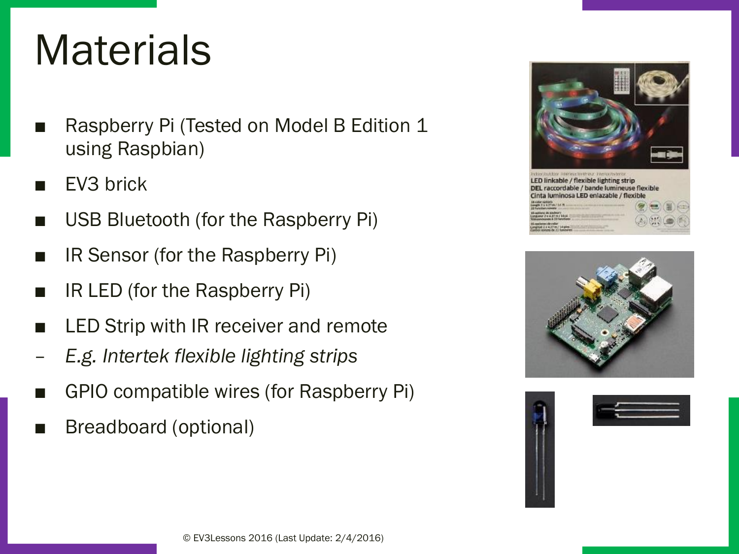# Materials

- Raspberry Pi (Tested on Model B Edition 1 using Raspbian)
- EV3 brick
- USB Bluetooth (for the Raspberry Pi)
- IR Sensor (for the Raspberry Pi)
- IR LED (for the Raspberry Pi)
- LED Strip with IR receiver and remote
  - *E.g. Intertek flexible lighting strips*
- GPIO compatible wires (for Raspberry Pi)
- Breadboard (optional)

© EV3Lessons 2016 (Last Update: 2/4/2016)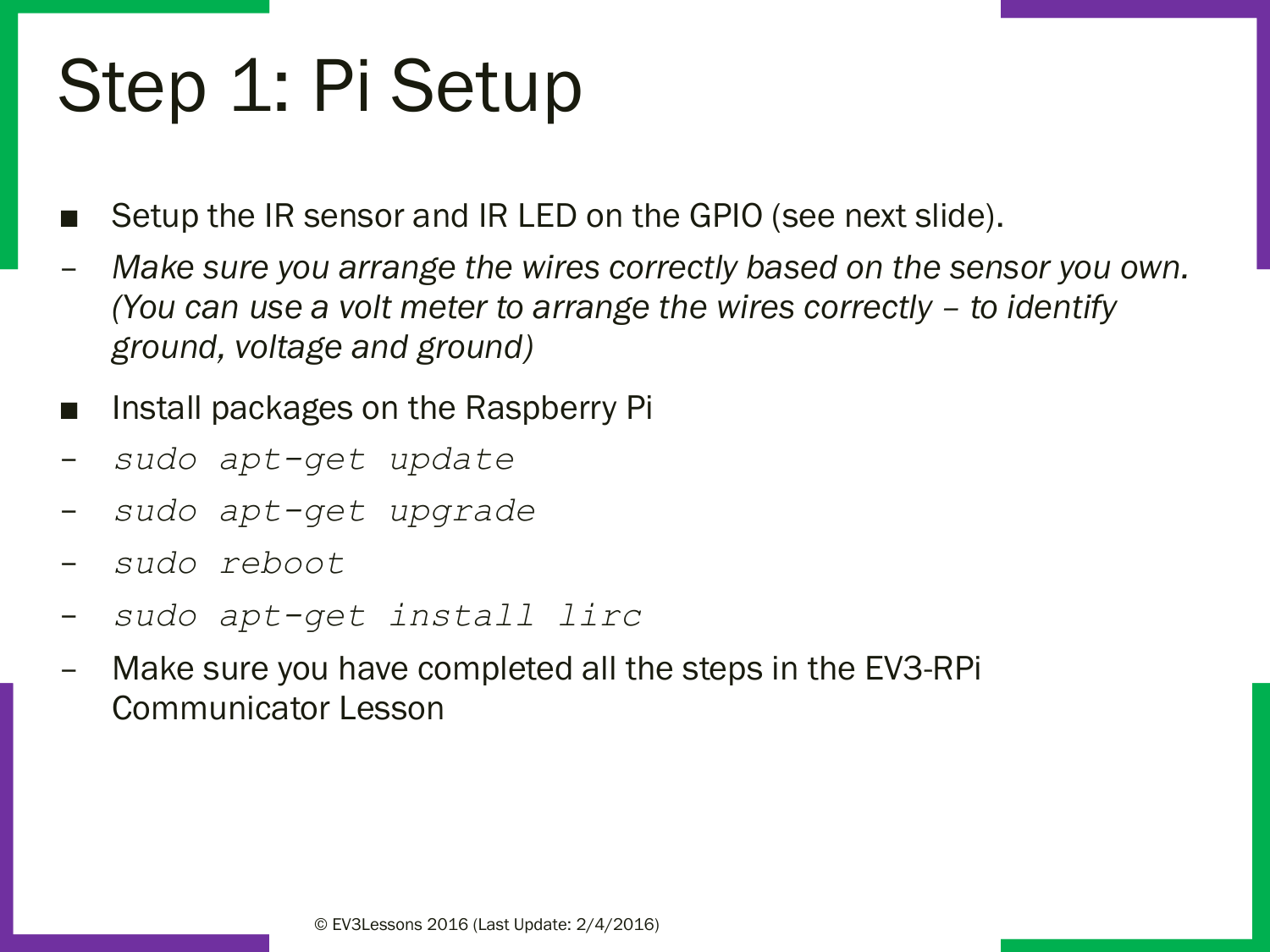# Step 1: Pi Setup

- Setup the IR sensor and IR LED on the GPIO (see next slide).
  - *Make sure you arrange the wires correctly based on the sensor you own. (You can use a volt meter to arrange the wires correctly – to identify ground, voltage and ground)*
- Install packages on the Raspberry Pi
  - `sudo apt-get update`
  - `sudo apt-get upgrade`
  - `sudo reboot`
  - `sudo apt-get install lirc`
  - Make sure you have completed all the steps in the EV3-RPi Communicator Lesson

© EV3Lessons 2016 (Last Update: 2/4/2016)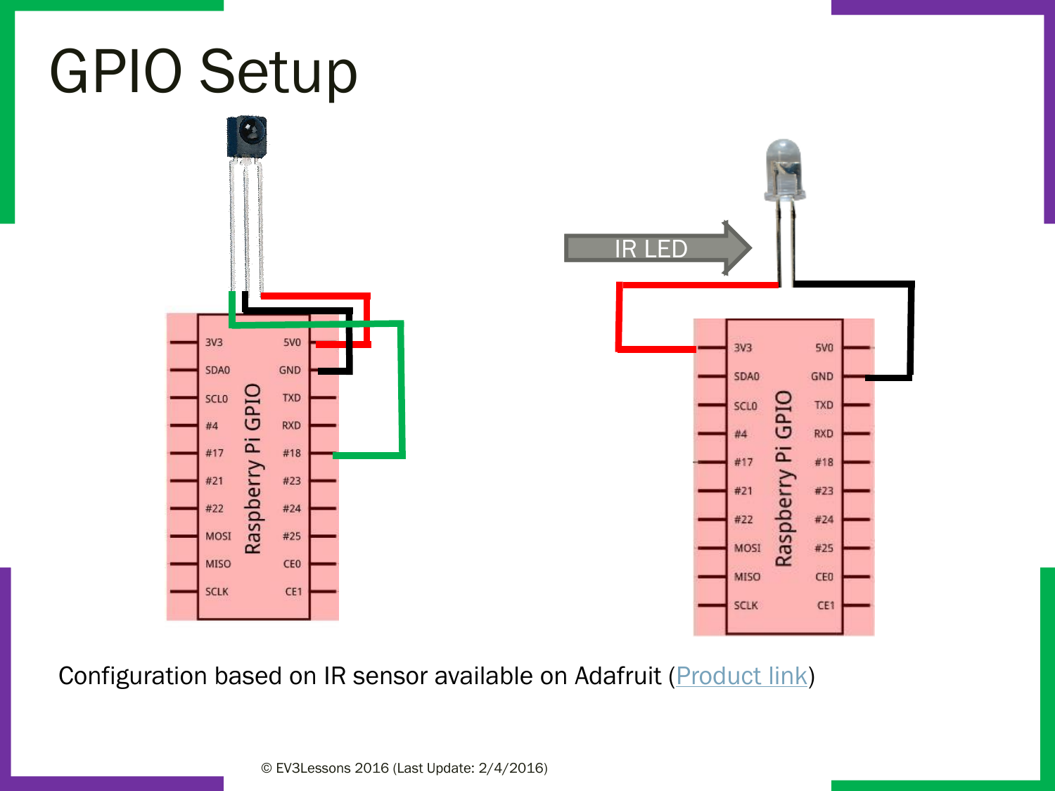# GPIO Setup

Configuration based on IR sensor available on Adafruit (Product link)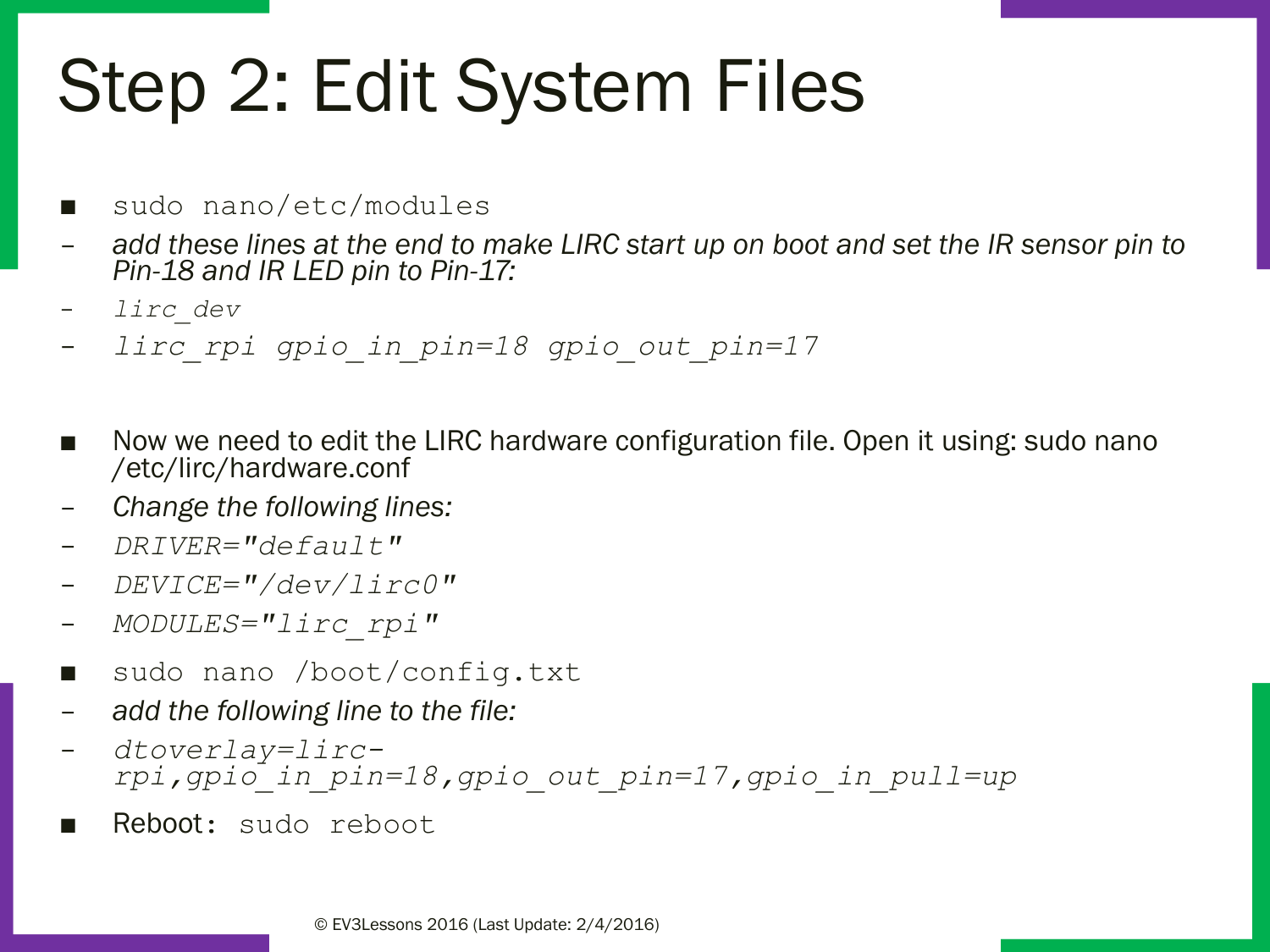# Step 2: Edit System Files

- `sudo nano/etc/modules`
  - *add these lines at the end to make LIRC start up on boot and set the IR sensor pin to Pin-18 and IR LED pin to Pin-17:*
  - *`lirc_dev`*
  - *`lirc_rpi gpio_in_pin=18 gpio_out_pin=17`*

- Now we need to edit the LIRC hardware configuration file. Open it using: sudo nano /etc/lirc/hardware.conf
  - *Change the following lines:*
  - *`DRIVER="default"`*
  - *`DEVICE="/dev/lirc0"`*
  - *`MODULES="lirc_rpi"`*

- `sudo nano /boot/config.txt`
  - *add the following line to the file:*
  - *`dtoverlay=lirc-rpi,gpio_in_pin=18,gpio_out_pin=17,gpio_in_pull=up`*

- Reboot: `sudo reboot`

© EV3Lessons 2016 (Last Update: 2/4/2016)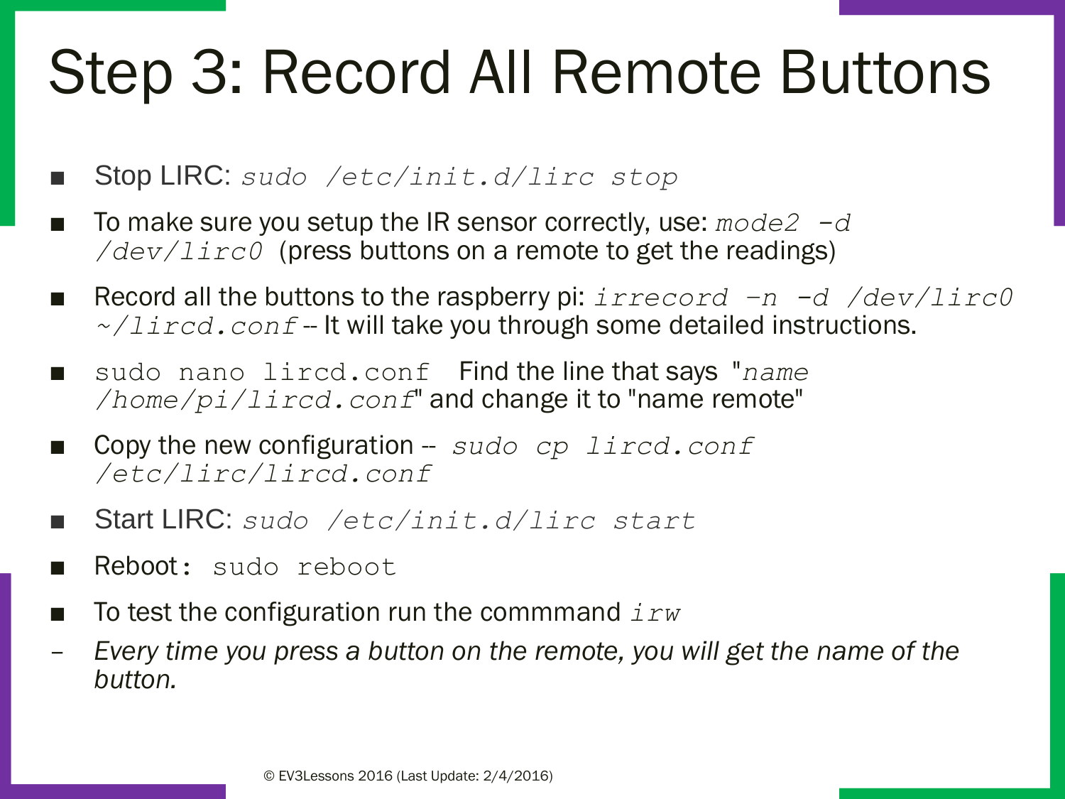# Step 3: Record All Remote Buttons

- Stop LIRC: *sudo /etc/init.d/lirc stop*
- To make sure you setup the IR sensor correctly, use: *mode2 -d /dev/lirc0* (press buttons on a remote to get the readings)
- Record all the buttons to the raspberry pi: *irrecord -n -d /dev/lirc0 ~/lircd.conf* -- It will take you through some detailed instructions.
- sudo nano lircd.conf Find the line that says "*name /home/pi/lircd.conf*" and change it to "name remote"
- Copy the new configuration -- *sudo cp lircd.conf /etc/lirc/lircd.conf*
- Start LIRC: *sudo /etc/init.d/lirc start*
- Reboot: sudo reboot
- To test the configuration run the commmand *irw*
  - *Every time you press a button on the remote, you will get the name of the button.*

© EV3Lessons 2016 (Last Update: 2/4/2016)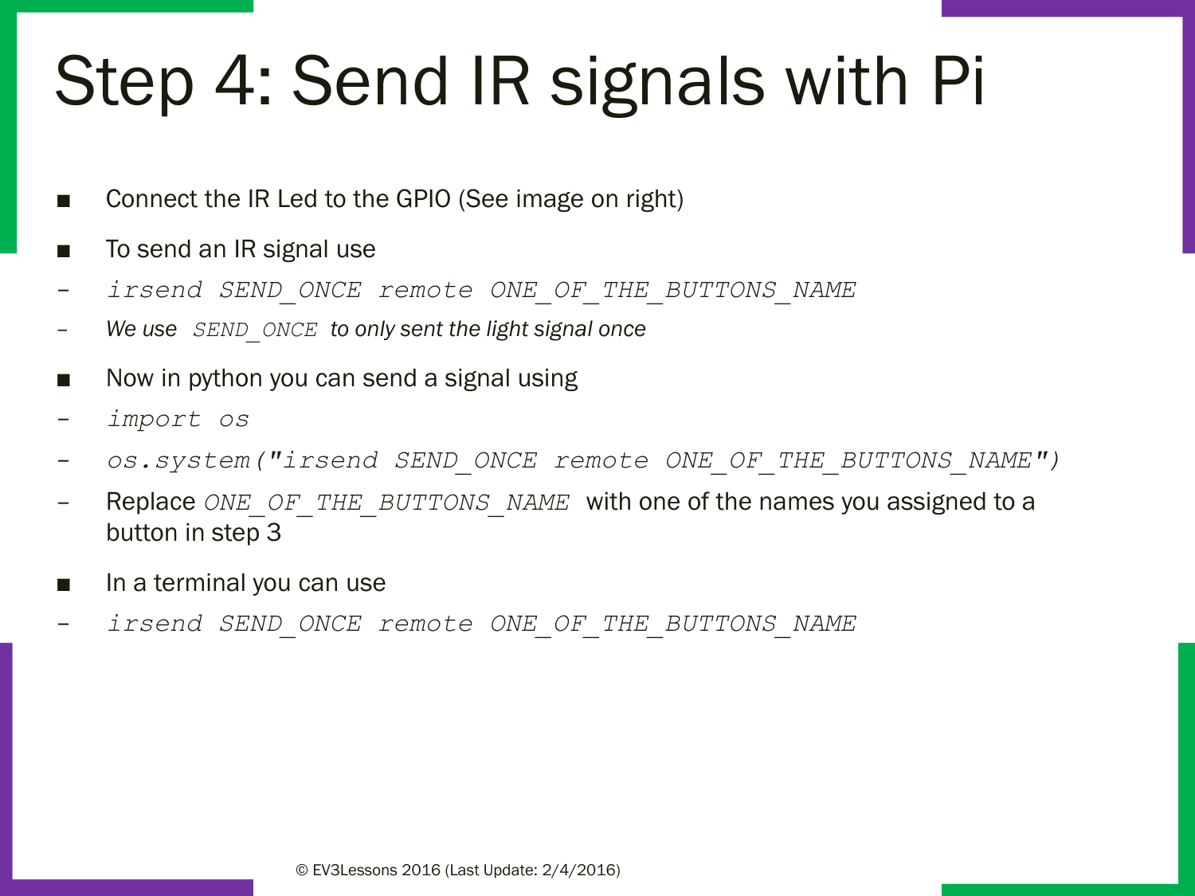# Step 4: Send IR signals with Pi

- Connect the IR Led to the GPIO (See image on right)
- To send an IR signal use
  - *irsend SEND_ONCE remote ONE_OF_THE_BUTTONS_NAME*
  - *We use SEND_ONCE to only sent the light signal once*
- Now in python you can send a signal using
  - *import os*
  - *os.system("irsend SEND_ONCE remote ONE_OF_THE_BUTTONS_NAME")*
  - Replace *ONE_OF_THE_BUTTONS_NAME* with one of the names you assigned to a button in step 3
- In a terminal you can use
  - *irsend SEND_ONCE remote ONE_OF_THE_BUTTONS_NAME*

© EV3Lessons 2016 (Last Update: 2/4/2016)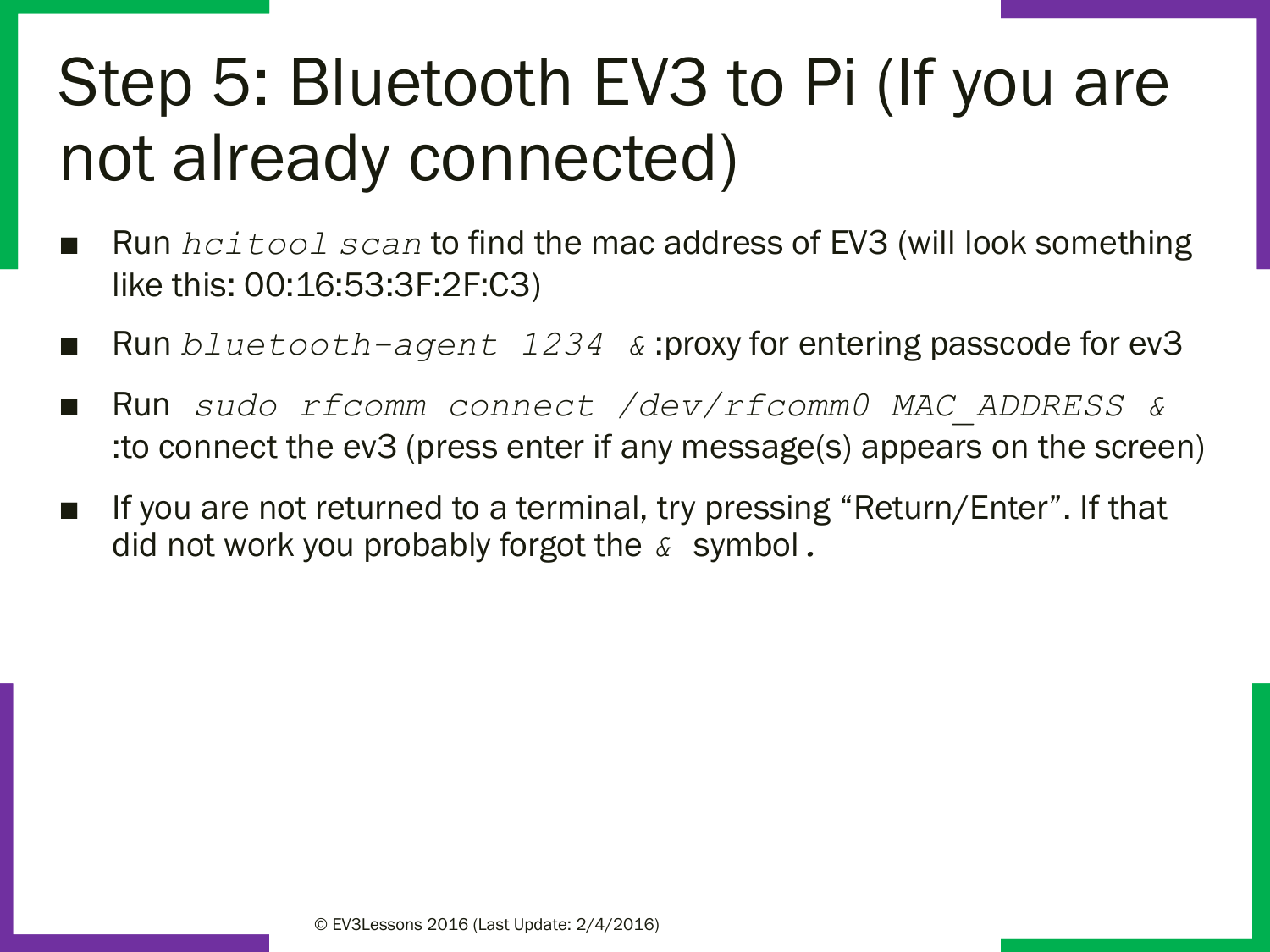# Step 5: Bluetooth EV3 to Pi (If you are not already connected)

- Run *hcitool scan* to find the mac address of EV3 (will look something like this: 00:16:53:3F:2F:C3)
- Run *bluetooth-agent 1234 &* :proxy for entering passcode for ev3
- Run *sudo rfcomm connect /dev/rfcomm0 MAC_ADDRESS &* :to connect the ev3 (press enter if any message(s) appears on the screen)
- If you are not returned to a terminal, try pressing "Return/Enter". If that did not work you probably forgot the *&* symbol.

© EV3Lessons 2016 (Last Update: 2/4/2016)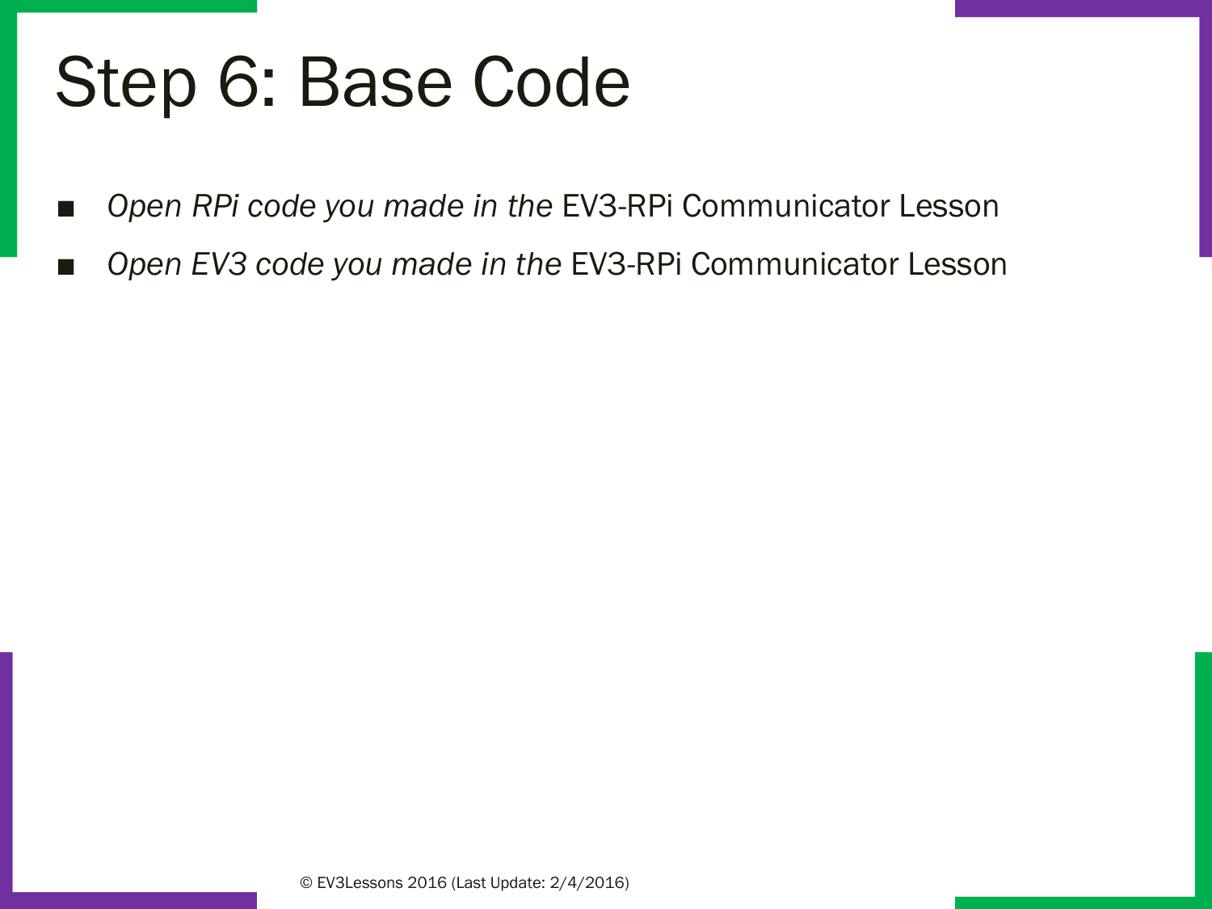# Step 6: Base Code

- *Open RPi code you made in the* EV3-RPi Communicator Lesson
- *Open EV3 code you made in the* EV3-RPi Communicator Lesson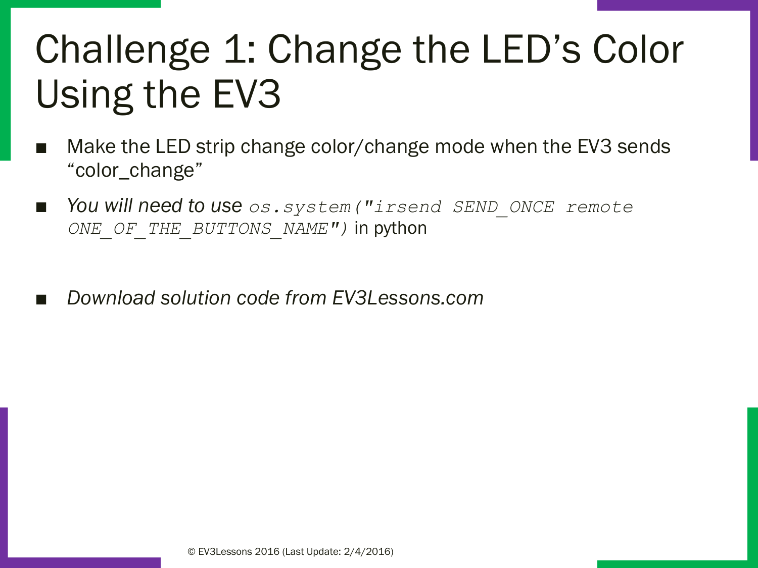# Challenge 1: Change the LED's Color Using the EV3

- Make the LED strip change color/change mode when the EV3 sends "color_change"
- *You will need to use* `os.system("irsend SEND_ONCE remote ONE_OF_THE_BUTTONS_NAME")` in python
- *Download solution code from EV3Lessons.com*

© EV3Lessons 2016 (Last Update: 2/4/2016)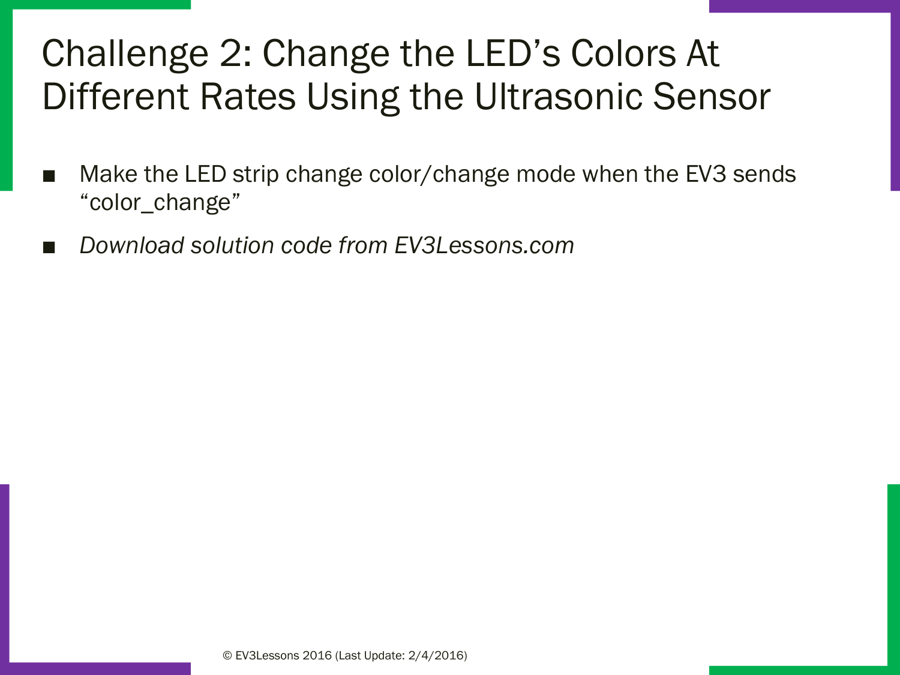# Challenge 2: Change the LED's Colors At Different Rates Using the Ultrasonic Sensor

- Make the LED strip change color/change mode when the EV3 sends "color_change"
- *Download solution code from EV3Lessons.com*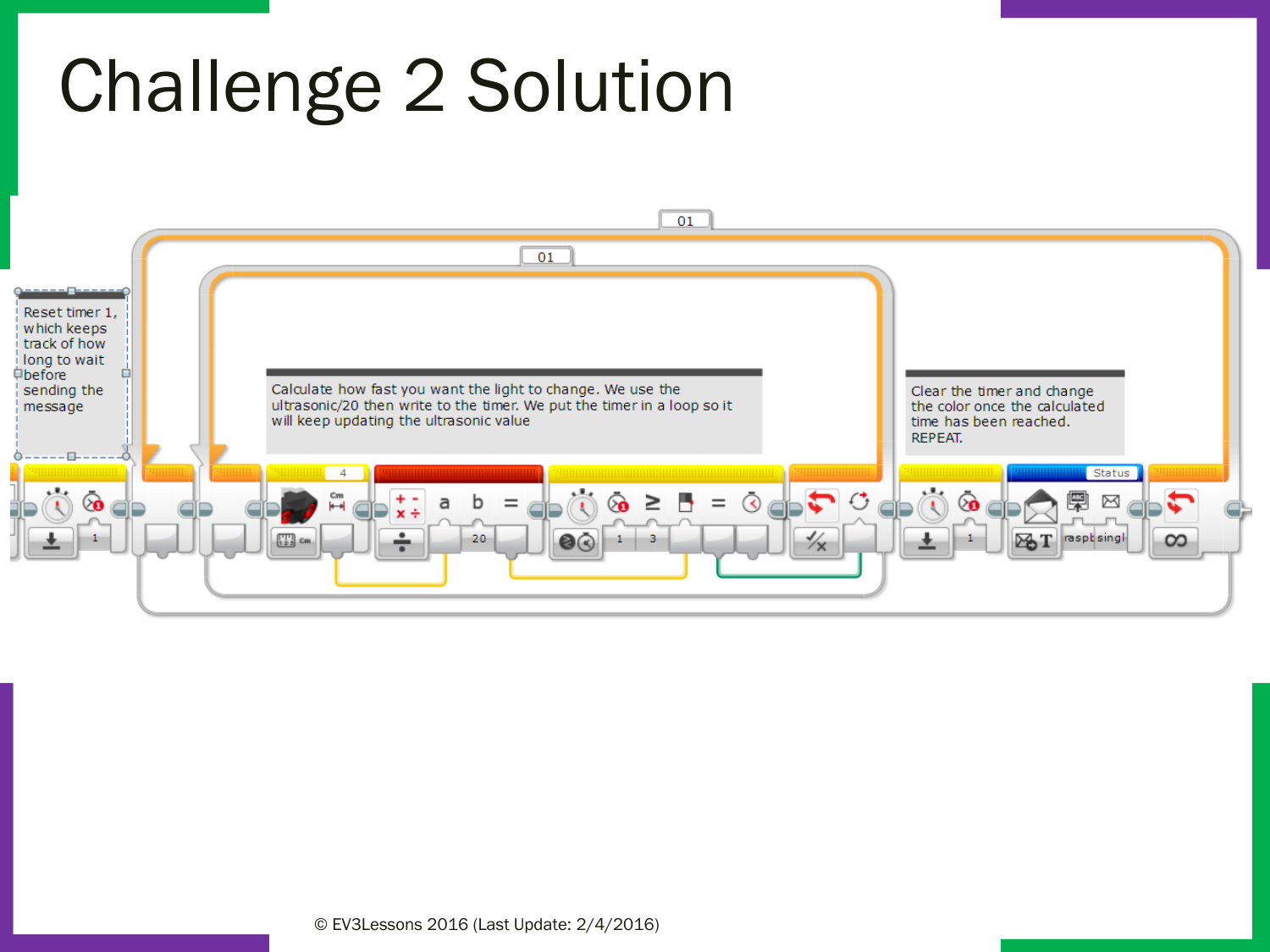# Challenge 2 Solution

Reset timer 1, which keeps track of how long to wait before sending the message

Calculate how fast you want the light to change. We use the ultrasonic/20 then write to the timer. We put the timer in a loop so it will keep updating the ultrasonic value

Clear the timer and change the color once the calculated time has been reached. REPEAT.

© EV3Lessons 2016 (Last Update: 2/4/2016)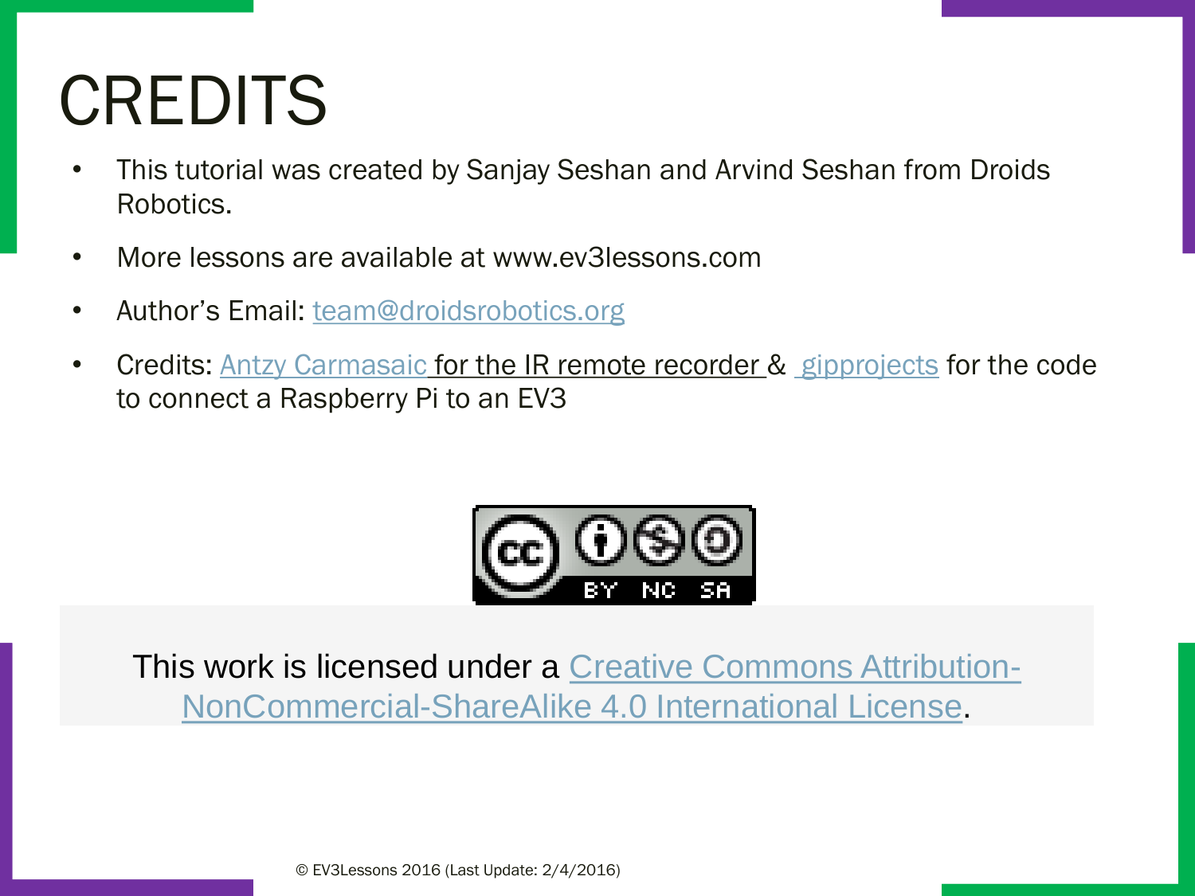# CREDITS

- This tutorial was created by Sanjay Seshan and Arvind Seshan from Droids Robotics.
- More lessons are available at www.ev3lessons.com
- Author's Email: team@droidsrobotics.org
- Credits: Antzy Carmasaic for the IR remote recorder & gipprojects for the code to connect a Raspberry Pi to an EV3

This work is licensed under a Creative Commons Attribution-NonCommercial-ShareAlike 4.0 International License.

© EV3Lessons 2016 (Last Update: 2/4/2016)